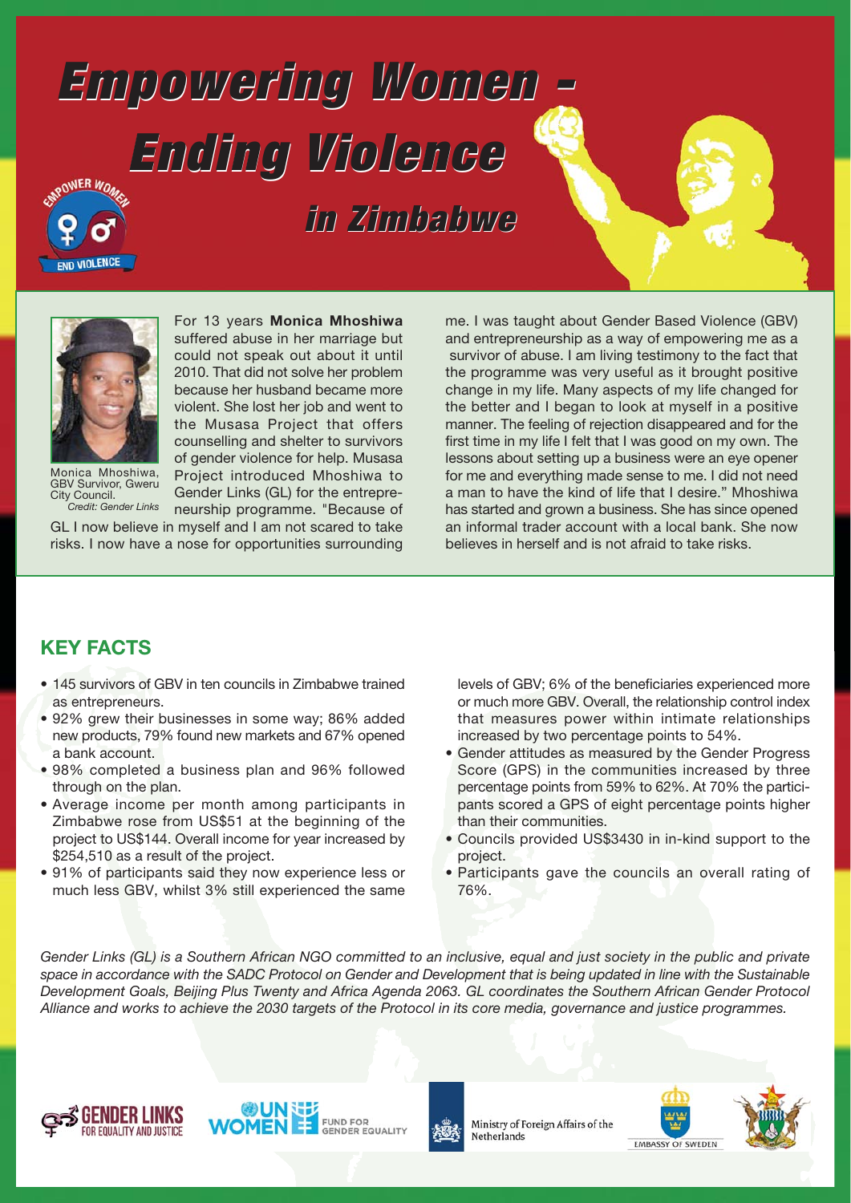# Empowering Women - Ending Violence in Zimbabwe

Monica Mhoshiwa, GBV Survivor, Gweru City Council. *Credit: Gender Links*

For 13 years **Monica Mhoshiwa** suffered abuse in her marriage but could not speak out about it until 2010. That did not solve her problem because her husband became more violent. She lost her job and went to the Musasa Project that offers counselling and shelter to survivors of gender violence for help. Musasa Project introduced Mhoshiwa to Gender Links (GL) for the entrepreneurship programme. "Because of GL I now believe in myself and I am not scared to take risks. I now have a nose for opportunities surrounding me. I was taught about Gender Based Violence (GBV) and entrepreneurship as a way of empowering me as a survivor of abuse. I am living testimony to the fact that the programme was very useful as it brought positive change in my life. Many aspects of my life changed for the better and I began to look at myself in a positive manner. The feeling of rejection disappeared and for the first time in my life I felt that I was good on my own. The lessons about setting up a business were an eye opener for me and everything made sense to me. I did not need a man to have the kind of life that I desire." Mhoshiwa has started and grown a business. She has since opened an informal trader account with a local bank. She now believes in herself and is not afraid to take risks.

## KEY FACTS

- 145 survivors of GBV in ten councils in Zimbabwe trained as entrepreneurs.
- 92% grew their businesses in some way; 86% added new products, 79% found new markets and 67% opened a bank account.
- 98% completed a business plan and 96% followed through on the plan.
- Average income per month among participants in Zimbabwe rose from US$51 at the beginning of the project to US$144. Overall income for year increased by $254,510 as a result of the project.
- 91% of participants said they now experience less or much less GBV, whilst 3% still experienced the same levels of GBV; 6% of the beneficiaries experienced more or much more GBV. Overall, the relationship control index that measures power within intimate relationships increased by two percentage points to 54%.
- Gender attitudes as measured by the Gender Progress Score (GPS) in the communities increased by three percentage points from 59% to 62%. At 70% the participants scored a GPS of eight percentage points higher than their communities.
- Councils provided US$3430 in in-kind support to the project.
- Participants gave the councils an overall rating of 76%.

*Gender Links (GL) is a Southern African NGO committed to an inclusive, equal and just society in the public and private space in accordance with the SADC Protocol on Gender and Development that is being updated in line with the Sustainable Development Goals, Beijing Plus Twenty and Africa Agenda 2063. GL coordinates the Southern African Gender Protocol Alliance and works to achieve the 2030 targets of the Protocol in its core media, governance and justice programmes.*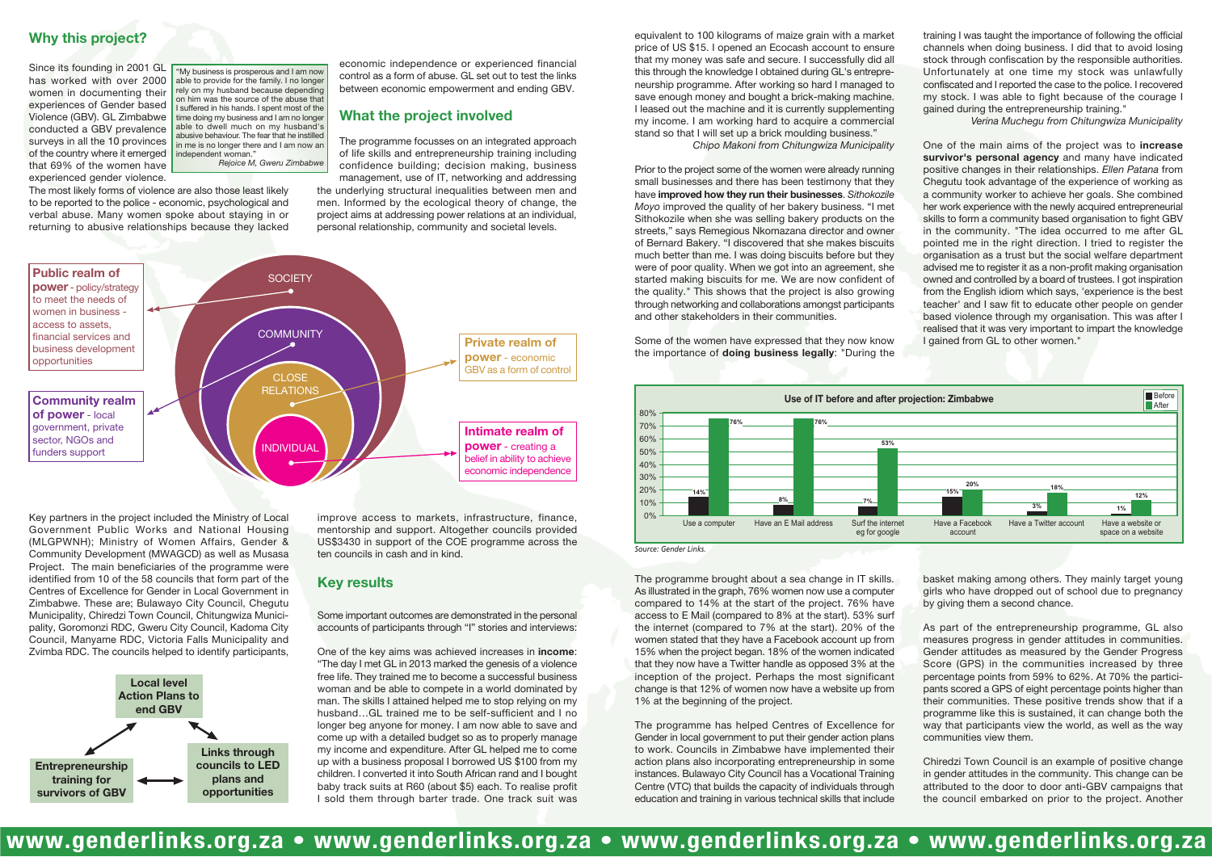## Why this project?

Since its founding in 2001 GL has worked with over 2000 women in documenting their experiences of Gender based Violence (GBV). GL Zimbabwe conducted a GBV prevalence surveys in all the 10 provinces of the country where it emerged that 69% of the women have experienced gender violence.

> "My business is prosperous and I am now able to provide for the family. I no longer rely on my husband because depending on him was the source of the abuse that I suffered in his hands. I spent most of the time doing my business and I am no longer able to dwell much on my husband's abusive behaviour. The fear that he instilled in me is no longer there and I am now an independent woman."
>
> *Rejoice M, Gweru Zimbabwe*

The most likely forms of violence are also those least likely to be reported to the police - economic, psychological and verbal abuse. Many women spoke about staying in or returning to abusive relationships because they lacked economic independence or experienced financial control as a form of abuse. GL set out to test the links between economic empowerment and ending GBV.

## What the project involved

The programme focusses on an integrated approach of life skills and entrepreneurship training including confidence building; decision making, business management, use of IT, networking and addressing the underlying structural inequalities between men and men. Informed by the ecological theory of change, the project aims at addressing power relations at an individual, personal relationship, community and societal levels.

- SOCIETY – **Public realm of power** - policy/strategy to meet the needs of women in business - access to assets, financial services and business development opportunities
- COMMUNITY – **Community realm of power** - local government, private sector, NGOs and funders support
- CLOSE RELATIONS – **Private realm of power** - economic GBV as a form of control
- INDIVIDUAL – **Intimate realm of power** - creating a belief in ability to achieve economic independence

Key partners in the project included the Ministry of Local Government Public Works and National Housing (MLGPWNH); Ministry of Women Affairs, Gender & Community Development (MWAGCD) as well as Musasa Project. The main beneficiaries of the programme were identified from 10 of the 58 councils that form part of the Centres of Excellence for Gender in Local Government in Zimbabwe. These are; Bulawayo City Council, Chegutu Municipality, Chiredzi Town Council, Chitungwiza Municipality, Goromonzi RDC, Gweru City Council, Kadoma City Council, Manyame RDC, Victoria Falls Municipality and Zvimba RDC. The councils helped to identify participants, improve access to markets, infrastructure, finance, mentorship and support. Altogether councils provided US$3430 in support of the COE programme across the ten councils in cash and in kind.

- Local level Action Plans to end GBV
- Entrepreneurship training for survivors of GBV
- Links through councils to LED plans and opportunities

## Key results

Some important outcomes are demonstrated in the personal accounts of participants through "I" stories and interviews:

One of the key aims was achieved increases in **income**: "The day I met GL in 2013 marked the genesis of a violence free life. They trained me to become a successful business woman and be able to compete in a world dominated by man. The skills I attained helped me to stop relying on my husband…GL trained me to be self-sufficient and I no longer beg anyone for money. I am now able to save and come up with a detailed budget so as to properly manage my income and expenditure. After GL helped me to come up with a business proposal I borrowed US $100 from my children. I converted it into South African rand and I bought baby track suits at R60 (about $5) each. To realise profit I sold them through barter trade. One track suit was equivalent to 100 kilograms of maize grain with a market price of US $15. I opened an Ecocash account to ensure that my money was safe and secure. I successfully did all this through the knowledge I obtained during GL's entrepreneurship programme. After working so hard I managed to save enough money and bought a brick-making machine. I leased out the machine and it is currently supplementing my income. I am working hard to acquire a concrete stand so that I will set up a brick moulding business."

*Chipo Makoni from Chitungwiza Municipality*

Prior to the project some of the women were already running small businesses and there has been testimony that they have **improved how they run their businesses**. *Sithokozile Moyo* improved the quality of her bakery business. "I met Sithokozile when she was selling bakery products on the streets," says Remegious Nkomazana director and owner of Bernard Bakery. "I discovered that she makes biscuits much better than me. I was doing biscuits before but they were of poor quality. When we got into an agreement, she started making biscuits for me. We are now confident of the quality." This shows that the project is also growing through networking and collaborations amongst participants and other stakeholders in their communities.

Some of the women have expressed that they now know the importance of **doing business legally**: "During the training I was taught the importance of following the official channels when doing business. I did that to avoid losing stock through confiscation by the responsible authorities. Unfortunately at one time my stock was unlawfully confiscated and I reported the case to the police. I recovered my stock. I was able to fight because of the courage I gained during the entrepreneurship training."

*Verina Muchegu from Chitungwiza Municipality*

One of the main aims of the project was to **increase survivor's personal agency** and many have indicated positive changes in their relationships. *Ellen Patana* from Chegutu took advantage of the experience of working as a community worker to achieve her goals. She combined her work experience with the newly acquired entrepreneurial skills to form a community based organisation to fight GBV in the community. "The idea occurred to me after GL pointed me in the right direction. I tried to register the organisation as a trust but the social welfare department advised me to register it as a non-profit making organisation owned and controlled by a board of trustees. I got inspiration from the English idiom which says, 'experience is the best teacher' and I saw fit to educate other people on gender based violence through my organisation. This was after I realised that it was very important to impart the knowledge I gained from GL to other women."

**Use of IT before and after projection: Zimbabwe**

| | Before | After |
|---|---|---|
| Use a computer | 14% | 76% |
| Have an E Mail address | 8% | 76% |
| Surf the internet eg for google | 7% | 53% |
| Have a Facebook account | 15% | 20% |
| Have a Twitter account | 3% | 18% |
| Have a website or space on a website | 1% | 12% |

*Source: Gender Links.*

The programme brought about a sea change in IT skills. As illustrated in the graph, 76% women now use a computer compared to 14% at the start of the project. 76% have access to E Mail (compared to 8% at the start). 53% surf the internet (compared to 7% at the start). 20% of the women stated that they have a Facebook account up from 15% when the project began. 18% of the women indicated that they now have a Twitter handle as opposed 3% at the inception of the project. Perhaps the most significant change is that 12% of women now have a website up from 1% at the beginning of the project.

The programme has helped Centres of Excellence for Gender in local government to put their gender action plans to work. Councils in Zimbabwe have implemented their action plans also incorporating entrepreneurship in some instances. Bulawayo City Council has a Vocational Training Centre (VTC) that builds the capacity of individuals through education and training in various technical skills that include basket making among others. They mainly target young girls who have dropped out of school due to pregnancy by giving them a second chance.

As part of the entrepreneurship programme, GL also measures progress in gender attitudes in communities. Gender attitudes as measured by the Gender Progress Score (GPS) in the communities increased by three percentage points from 59% to 62%. At 70% the participants scored a GPS of eight percentage points higher than their communities. These positive trends show that if a programme like this is sustained, it can change both the way that participants view the world, as well as the way communities view them.

Chiredzi Town Council is an example of positive change in gender attitudes in the community. This change can be attributed to the door to door anti-GBV campaigns that the council embarked on prior to the project. Another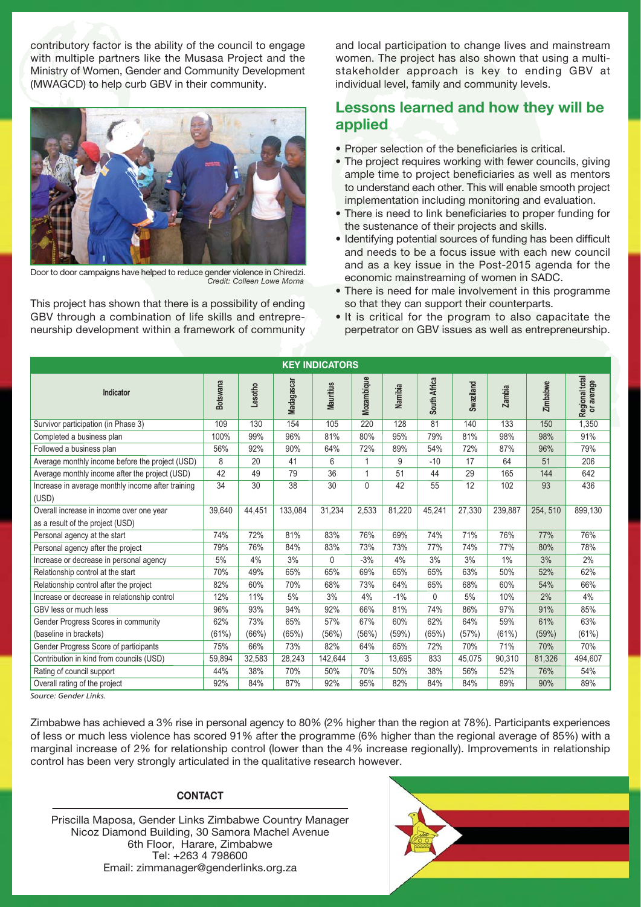contributory factor is the ability of the council to engage with multiple partners like the Musasa Project and the Ministry of Women, Gender and Community Development (MWAGCD) to help curb GBV in their community.

Door to door campaigns have helped to reduce gender violence in Chiredzi.
*Credit: Colleen Lowe Morna*

This project has shown that there is a possibility of ending GBV through a combination of life skills and entrepreneurship development within a framework of community and local participation to change lives and mainstream women. The project has also shown that using a multi-stakeholder approach is key to ending GBV at individual level, family and community levels.

## Lessons learned and how they will be applied

- Proper selection of the beneficiaries is critical.
- The project requires working with fewer councils, giving ample time to project beneficiaries as well as mentors to understand each other. This will enable smooth project implementation including monitoring and evaluation.
- There is need to link beneficiaries to proper funding for the sustenance of their projects and skills.
- Identifying potential sources of funding has been difficult and needs to be a focus issue with each new council and as a key issue in the Post-2015 agenda for the economic mainstreaming of women in SADC.
- There is need for male involvement in this programme so that they can support their counterparts.
- It is critical for the program to also capacitate the perpetrator on GBV issues as well as entrepreneurship.

**KEY INDICATORS**

| Indicator | Botswana | Lesotho | Madagascar | Mauritius | Mozambique | Namibia | South Africa | Swaziland | Zambia | Zimbabwe | Regional total or average |
|---|---|---|---|---|---|---|---|---|---|---|---|
| Survivor participation (in Phase 3) | 109 | 130 | 154 | 105 | 220 | 128 | 81 | 140 | 133 | 150 | 1,350 |
| Completed a business plan | 100% | 99% | 96% | 81% | 80% | 95% | 79% | 81% | 98% | 98% | 91% |
| Followed a business plan | 56% | 92% | 90% | 64% | 72% | 89% | 54% | 72% | 87% | 96% | 79% |
| Average monthly income before the project (USD) | 8 | 20 | 41 | 6 | 1 | 9 | -10 | 17 | 64 | 51 | 206 |
| Average monthly income after the project (USD) | 42 | 49 | 79 | 36 | 1 | 51 | 44 | 29 | 165 | 144 | 642 |
| Increase in average monthly income after training (USD) | 34 | 30 | 38 | 30 | 0 | 42 | 55 | 12 | 102 | 93 | 436 |
| Overall increase in income over one year as a result of the project (USD) | 39,640 | 44,451 | 133,084 | 31,234 | 2,533 | 81,220 | 45,241 | 27,330 | 239,887 | 254, 510 | 899,130 |
| Personal agency at the start | 74% | 72% | 81% | 83% | 76% | 69% | 74% | 71% | 76% | 77% | 76% |
| Personal agency after the project | 79% | 76% | 84% | 83% | 73% | 73% | 77% | 74% | 77% | 80% | 78% |
| Increase or decrease in personal agency | 5% | 4% | 3% | 0 | -3% | 4% | 3% | 3% | 1% | 3% | 2% |
| Relationship control at the start | 70% | 49% | 65% | 65% | 69% | 65% | 65% | 63% | 50% | 52% | 62% |
| Relationship control after the project | 82% | 60% | 70% | 68% | 73% | 64% | 65% | 68% | 60% | 54% | 66% |
| Increase or decrease in relationship control | 12% | 11% | 5% | 3% | 4% | -1% | 0 | 5% | 10% | 2% | 4% |
| GBV less or much less | 96% | 93% | 94% | 92% | 66% | 81% | 74% | 86% | 97% | 91% | 85% |
| Gender Progress Scores in community (baseline in brackets) | 62% (61%) | 73% (66%) | 65% (65%) | 57% (56%) | 67% (56%) | 60% (59%) | 62% (65%) | 64% (57%) | 59% (61%) | 61% (59%) | 63% (61%) |
| Gender Progress Score of participants | 75% | 66% | 73% | 82% | 64% | 65% | 72% | 70% | 71% | 70% | 70% |
| Contribution in kind from councils (USD) | 59,894 | 32,583 | 28,243 | 142,644 | 3 | 13,695 | 833 | 45,075 | 90,310 | 81,326 | 494,607 |
| Rating of council support | 44% | 38% | 70% | 50% | 70% | 50% | 38% | 56% | 52% | 76% | 54% |
| Overall rating of the project | 92% | 84% | 87% | 92% | 95% | 82% | 84% | 84% | 89% | 90% | 89% |

*Source: Gender Links.*

Zimbabwe has achieved a 3% rise in personal agency to 80% (2% higher than the region at 78%). Participants experiences of less or much less violence has scored 91% after the programme (6% higher than the regional average of 85%) with a marginal increase of 2% for relationship control (lower than the 4% increase regionally). Improvements in relationship control has been very strongly articulated in the qualitative research however.

**CONTACT**

Priscilla Maposa, Gender Links Zimbabwe Country Manager
Nicoz Diamond Building, 30 Samora Machel Avenue
6th Floor, Harare, Zimbabwe
Tel: +263 4 798600
Email: zimmanager@genderlinks.org.za